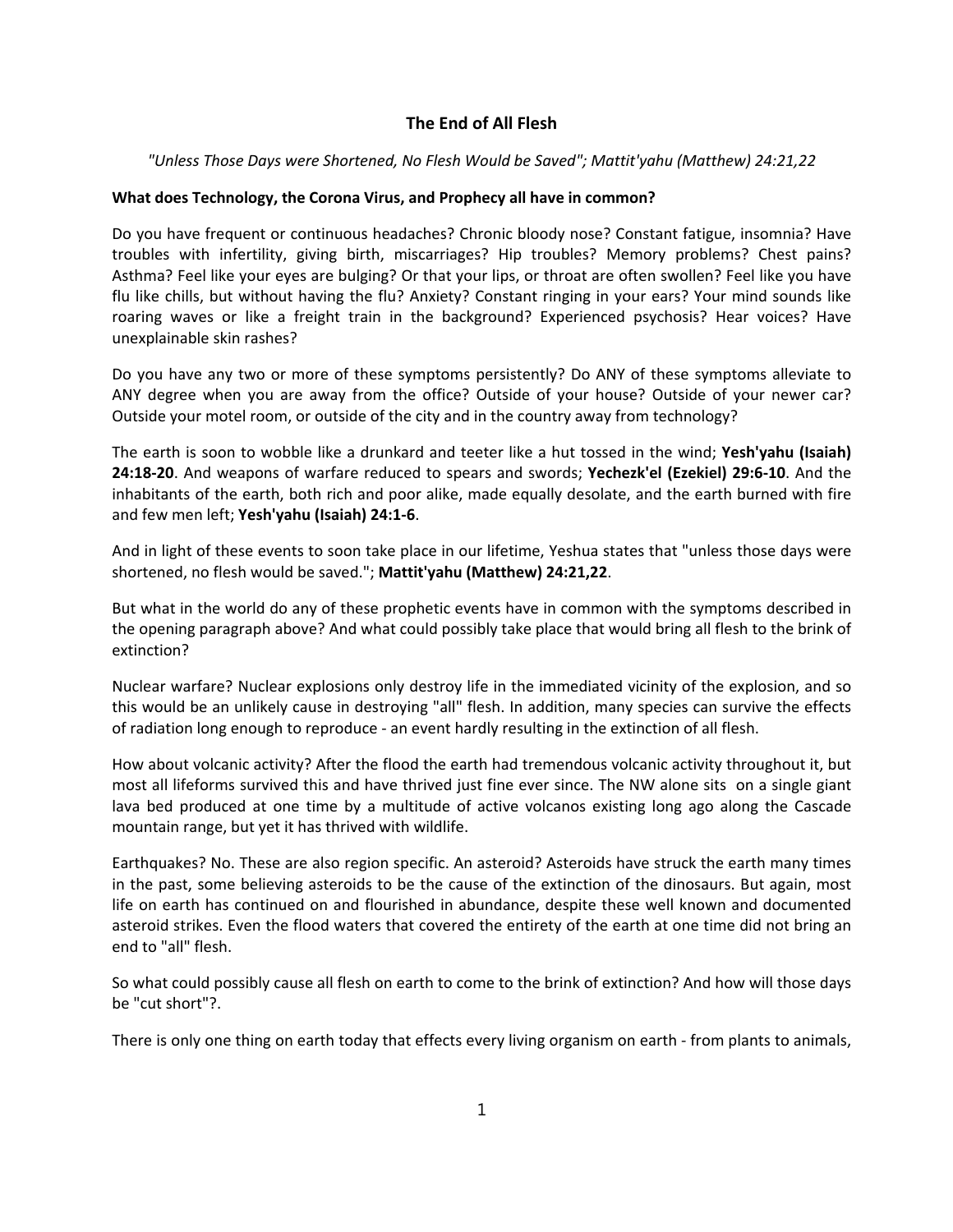# The End of All Flesh

*"Unless Those Days were Shortened, No Flesh Would be Saved"; Mattit'yahu (Matthew) 24:21,22*

**What does Technology, the Corona Virus, and Prophecy all have in common?**

Do you have frequent or continuous headaches? Chronic bloody nose? Constant fatigue, insomnia? Have troubles with infertility, giving birth, miscarriages? Hip troubles? Memory problems? Chest pains? Asthma? Feel like your eyes are bulging? Or that your lips, or throat are often swollen? Feel like you have flu like chills, but without having the flu? Anxiety? Constant ringing in your ears? Your mind sounds like roaring waves or like a freight train in the background? Experienced psychosis? Hear voices? Have unexplainable skin rashes?

Do you have any two or more of these symptoms persistently? Do ANY of these symptoms alleviate to ANY degree when you are away from the office? Outside of your house? Outside of your newer car? Outside your motel room, or outside of the city and in the country away from technology?

The earth is soon to wobble like a drunkard and teeter like a hut tossed in the wind; **Yesh'yahu (Isaiah) 24:18-20**. And weapons of warfare reduced to spears and swords; **Yechezk'el (Ezekiel) 29:6-10**. And the inhabitants of the earth, both rich and poor alike, made equally desolate, and the earth burned with fire and few men left; **Yesh'yahu (Isaiah) 24:1-6**.

And in light of these events to soon take place in our lifetime, Yeshua states that "unless those days were shortened, no flesh would be saved."; **Mattit'yahu (Matthew) 24:21,22**.

But what in the world do any of these prophetic events have in common with the symptoms described in the opening paragraph above? And what could possibly take place that would bring all flesh to the brink of extinction?

Nuclear warfare? Nuclear explosions only destroy life in the immediated vicinity of the explosion, and so this would be an unlikely cause in destroying "all" flesh. In addition, many species can survive the effects of radiation long enough to reproduce - an event hardly resulting in the extinction of all flesh.

How about volcanic activity? After the flood the earth had tremendous volcanic activity throughout it, but most all lifeforms survived this and have thrived just fine ever since. The NW alone sits on a single giant lava bed produced at one time by a multitude of active volcanos existing long ago along the Cascade mountain range, but yet it has thrived with wildlife.

Earthquakes? No. These are also region specific. An asteroid? Asteroids have struck the earth many times in the past, some believing asteroids to be the cause of the extinction of the dinosaurs. But again, most life on earth has continued on and flourished in abundance, despite these well known and documented asteroid strikes. Even the flood waters that covered the entirety of the earth at one time did not bring an end to "all" flesh.

So what could possibly cause all flesh on earth to come to the brink of extinction? And how will those days be "cut short"?.

There is only one thing on earth today that effects every living organism on earth - from plants to animals,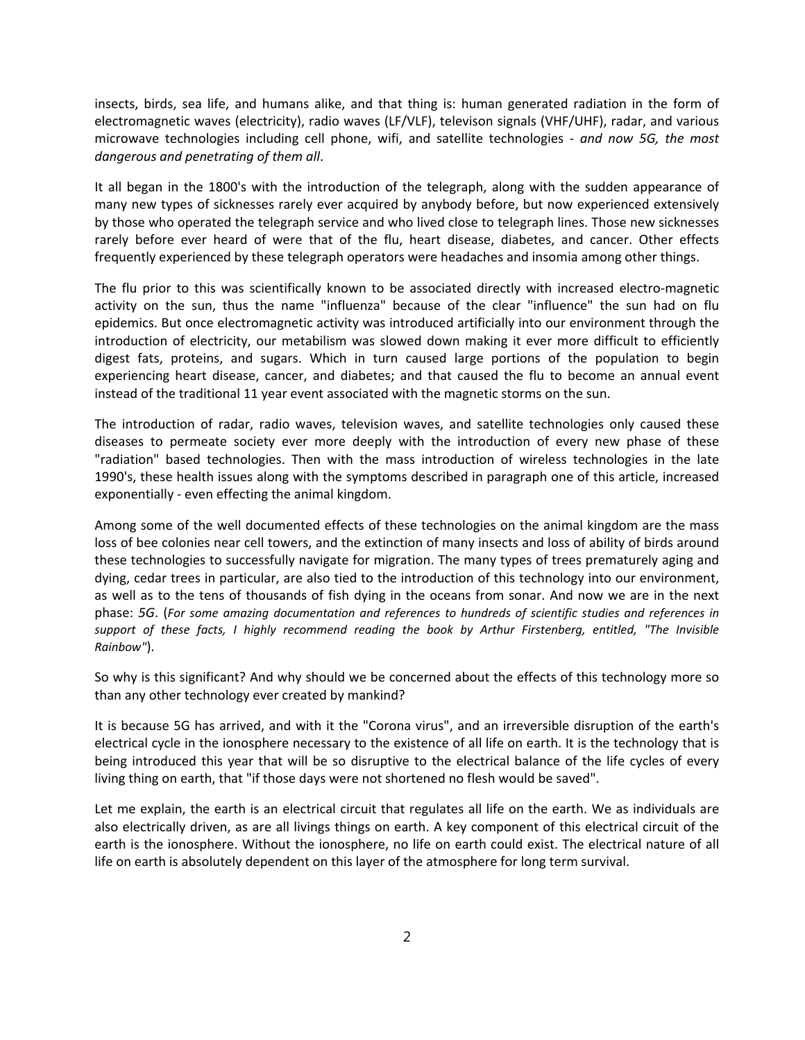insects, birds, sea life, and humans alike, and that thing is: human generated radiation in the form of electromagnetic waves (electricity), radio waves (LF/VLF), televison signals (VHF/UHF), radar, and various microwave technologies including cell phone, wifi, and satellite technologies - *and now 5G, the most dangerous and penetrating of them all*.

It all began in the 1800's with the introduction of the telegraph, along with the sudden appearance of many new types of sicknesses rarely ever acquired by anybody before, but now experienced extensively by those who operated the telegraph service and who lived close to telegraph lines. Those new sicknesses rarely before ever heard of were that of the flu, heart disease, diabetes, and cancer. Other effects frequently experienced by these telegraph operators were headaches and insomia among other things.

The flu prior to this was scientifically known to be associated directly with increased electro-magnetic activity on the sun, thus the name "influenza" because of the clear "influence" the sun had on flu epidemics. But once electromagnetic activity was introduced artificially into our environment through the introduction of electricity, our metabilism was slowed down making it ever more difficult to efficiently digest fats, proteins, and sugars. Which in turn caused large portions of the population to begin experiencing heart disease, cancer, and diabetes; and that caused the flu to become an annual event instead of the traditional 11 year event associated with the magnetic storms on the sun.

The introduction of radar, radio waves, television waves, and satellite technologies only caused these diseases to permeate society ever more deeply with the introduction of every new phase of these "radiation" based technologies. Then with the mass introduction of wireless technologies in the late 1990's, these health issues along with the symptoms described in paragraph one of this article, increased exponentially - even effecting the animal kingdom.

Among some of the well documented effects of these technologies on the animal kingdom are the mass loss of bee colonies near cell towers, and the extinction of many insects and loss of ability of birds around these technologies to successfully navigate for migration. The many types of trees prematurely aging and dying, cedar trees in particular, are also tied to the introduction of this technology into our environment, as well as to the tens of thousands of fish dying in the oceans from sonar. And now we are in the next phase: *5G*. (*For some amazing documentation and references to hundreds of scientific studies and references in support of these facts, I highly recommend reading the book by Arthur Firstenberg, entitled, "The Invisible Rainbow"*).

So why is this significant? And why should we be concerned about the effects of this technology more so than any other technology ever created by mankind?

It is because 5G has arrived, and with it the "Corona virus", and an irreversible disruption of the earth's electrical cycle in the ionosphere necessary to the existence of all life on earth. It is the technology that is being introduced this year that will be so disruptive to the electrical balance of the life cycles of every living thing on earth, that "if those days were not shortened no flesh would be saved".

Let me explain, the earth is an electrical circuit that regulates all life on the earth. We as individuals are also electrically driven, as are all livings things on earth. A key component of this electrical circuit of the earth is the ionosphere. Without the ionosphere, no life on earth could exist. The electrical nature of all life on earth is absolutely dependent on this layer of the atmosphere for long term survival.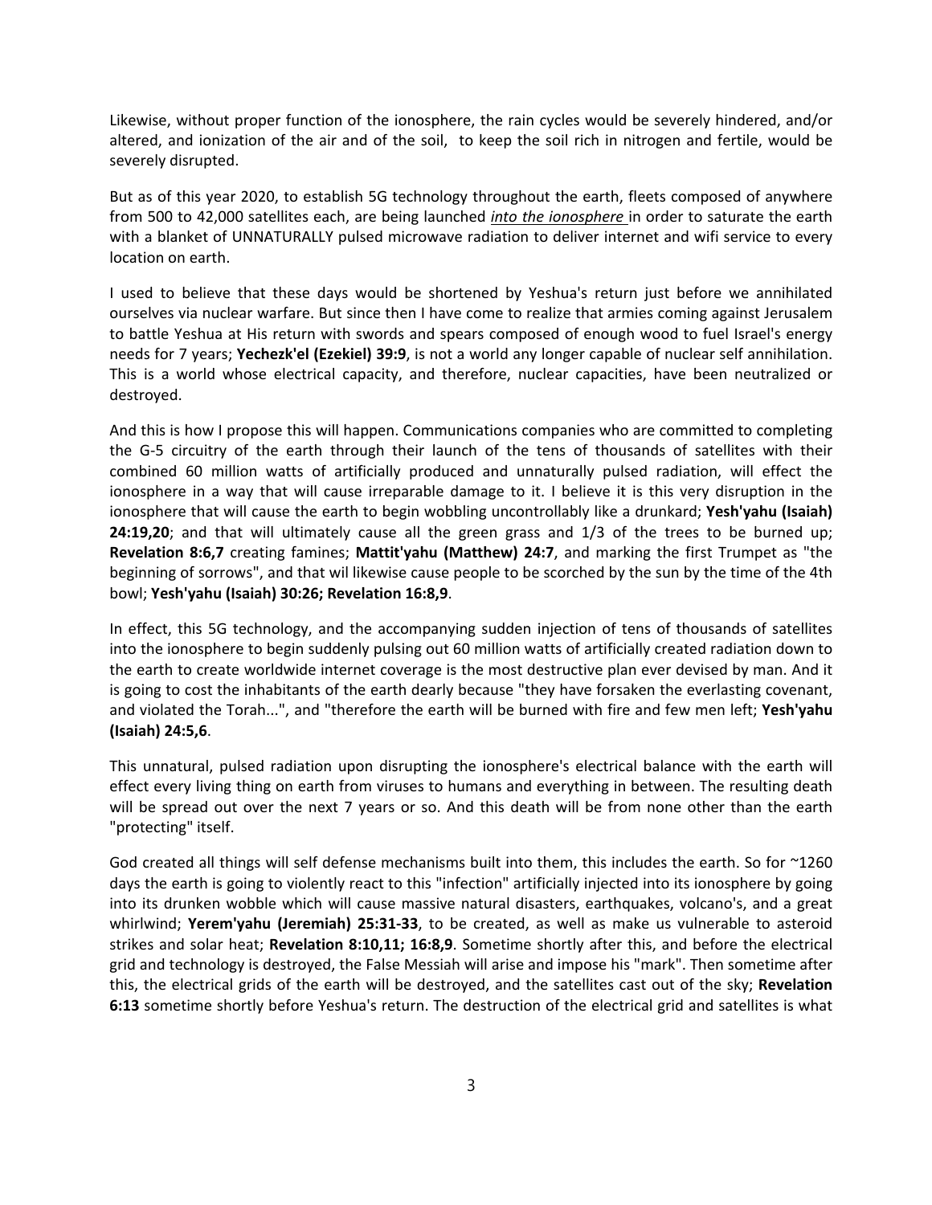Likewise, without proper function of the ionosphere, the rain cycles would be severely hindered, and/or altered, and ionization of the air and of the soil,  to keep the soil rich in nitrogen and fertile, would be severely disrupted.

But as of this year 2020, to establish 5G technology throughout the earth, fleets composed of anywhere from 500 to 42,000 satellites each, are being launched *into the ionosphere* in order to saturate the earth with a blanket of UNNATURALLY pulsed microwave radiation to deliver internet and wifi service to every location on earth.

I used to believe that these days would be shortened by Yeshua's return just before we annihilated ourselves via nuclear warfare. But since then I have come to realize that armies coming against Jerusalem to battle Yeshua at His return with swords and spears composed of enough wood to fuel Israel's energy needs for 7 years; **Yechezk'el (Ezekiel) 39:9**, is not a world any longer capable of nuclear self annihilation. This is a world whose electrical capacity, and therefore, nuclear capacities, have been neutralized or destroyed.

And this is how I propose this will happen. Communications companies who are committed to completing the G-5 circuitry of the earth through their launch of the tens of thousands of satellites with their combined 60 million watts of artificially produced and unnaturally pulsed radiation, will effect the ionosphere in a way that will cause irreparable damage to it. I believe it is this very disruption in the ionosphere that will cause the earth to begin wobbling uncontrollably like a drunkard; **Yesh'yahu (Isaiah) 24:19,20**; and that will ultimately cause all the green grass and 1/3 of the trees to be burned up; **Revelation 8:6,7** creating famines; **Mattit'yahu (Matthew) 24:7**, and marking the first Trumpet as "the beginning of sorrows", and that wil likewise cause people to be scorched by the sun by the time of the 4th bowl; **Yesh'yahu (Isaiah) 30:26; Revelation 16:8,9**.

In effect, this 5G technology, and the accompanying sudden injection of tens of thousands of satellites into the ionosphere to begin suddenly pulsing out 60 million watts of artificially created radiation down to the earth to create worldwide internet coverage is the most destructive plan ever devised by man. And it is going to cost the inhabitants of the earth dearly because "they have forsaken the everlasting covenant, and violated the Torah...", and "therefore the earth will be burned with fire and few men left; **Yesh'yahu (Isaiah) 24:5,6**.

This unnatural, pulsed radiation upon disrupting the ionosphere's electrical balance with the earth will effect every living thing on earth from viruses to humans and everything in between. The resulting death will be spread out over the next 7 years or so. And this death will be from none other than the earth "protecting" itself.

God created all things will self defense mechanisms built into them, this includes the earth. So for ~1260 days the earth is going to violently react to this "infection" artificially injected into its ionosphere by going into its drunken wobble which will cause massive natural disasters, earthquakes, volcano's, and a great whirlwind; **Yerem'yahu (Jeremiah) 25:31-33**, to be created, as well as make us vulnerable to asteroid strikes and solar heat; **Revelation 8:10,11; 16:8,9**. Sometime shortly after this, and before the electrical grid and technology is destroyed, the False Messiah will arise and impose his "mark". Then sometime after this, the electrical grids of the earth will be destroyed, and the satellites cast out of the sky; **Revelation 6:13** sometime shortly before Yeshua's return. The destruction of the electrical grid and satellites is what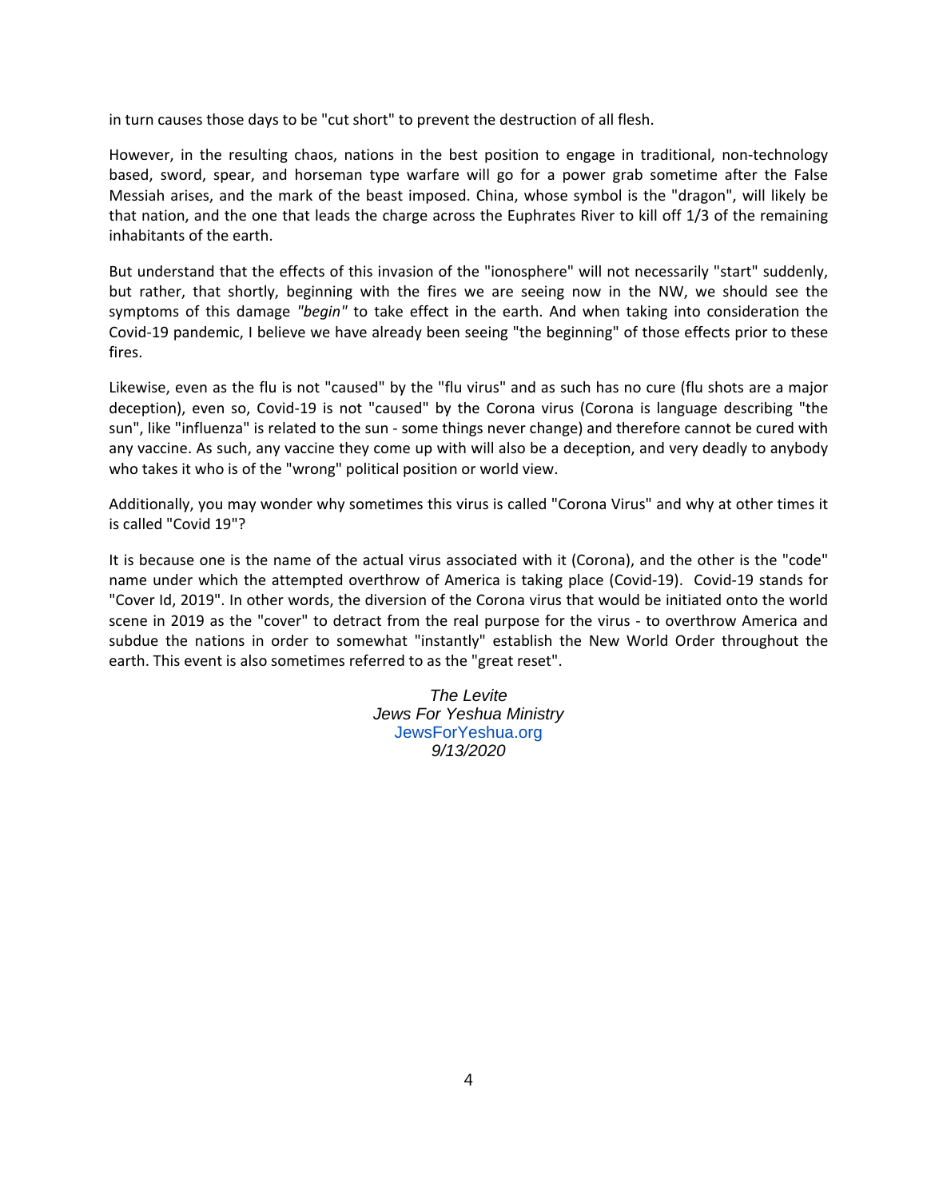in turn causes those days to be "cut short" to prevent the destruction of all flesh.

However, in the resulting chaos, nations in the best position to engage in traditional, non-technology based, sword, spear, and horseman type warfare will go for a power grab sometime after the False Messiah arises, and the mark of the beast imposed. China, whose symbol is the "dragon", will likely be that nation, and the one that leads the charge across the Euphrates River to kill off 1/3 of the remaining inhabitants of the earth.

But understand that the effects of this invasion of the "ionosphere" will not necessarily "start" suddenly, but rather, that shortly, beginning with the fires we are seeing now in the NW, we should see the symptoms of this damage *"begin"* to take effect in the earth. And when taking into consideration the Covid-19 pandemic, I believe we have already been seeing "the beginning" of those effects prior to these fires.

Likewise, even as the flu is not "caused" by the "flu virus" and as such has no cure (flu shots are a major deception), even so, Covid-19 is not "caused" by the Corona virus (Corona is language describing "the sun", like "influenza" is related to the sun - some things never change) and therefore cannot be cured with any vaccine. As such, any vaccine they come up with will also be a deception, and very deadly to anybody who takes it who is of the "wrong" political position or world view.

Additionally, you may wonder why sometimes this virus is called "Corona Virus" and why at other times it is called "Covid 19"?

It is because one is the name of the actual virus associated with it (Corona), and the other is the "code" name under which the attempted overthrow of America is taking place (Covid-19). Covid-19 stands for "Cover Id, 2019". In other words, the diversion of the Corona virus that would be initiated onto the world scene in 2019 as the "cover" to detract from the real purpose for the virus - to overthrow America and subdue the nations in order to somewhat "instantly" establish the New World Order throughout the earth. This event is also sometimes referred to as the "great reset".

*The Levite*
*Jews For Yeshua Ministry*
JewsForYeshua.org
*9/13/2020*